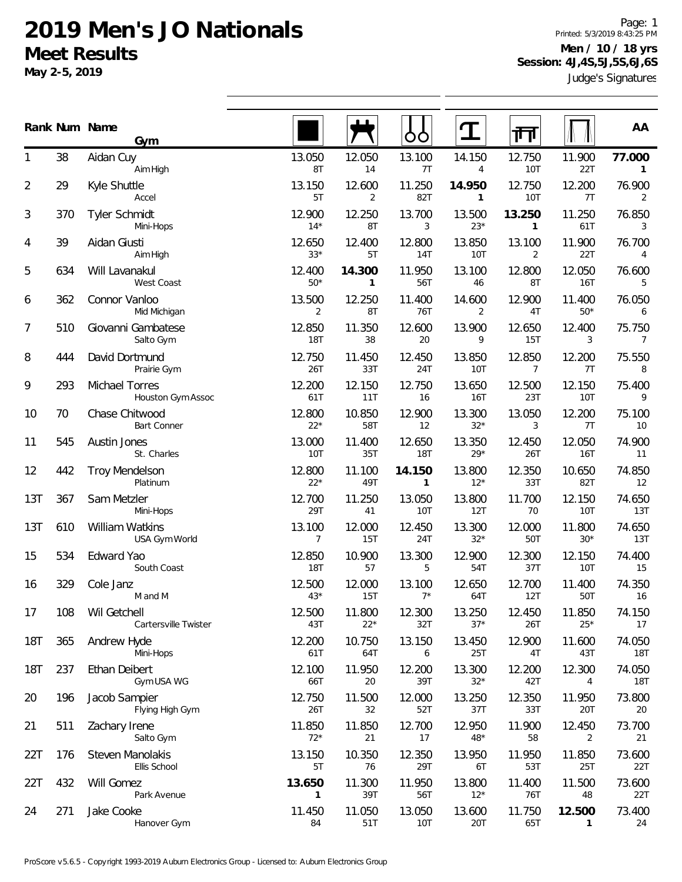# 2019 Men's JO Nationals

## Meet Results

**May 2-5, 2019**

Printed: 5/3/2019 8:43:25 PM

**Men / 10 / 18 yrs**
**Session: 4J,4S,5J,5S,6J,6S**

Judge's Signatures

| Rank | Num | Name / Gym | Floor | Pommel Horse | Rings | Vault | Parallel Bars | High Bar | AA |
|---|---|---|---|---|---|---|---|---|---|
| 1 | 38 | Aidan Cuy<br>Aim High | 13.050<br>8T | 12.050<br>14 | 13.100<br>7T | 14.150<br>4 | 12.750<br>10T | 11.900<br>22T | **77.000**<br>**1** |
| 2 | 29 | Kyle Shuttle<br>Accel | 13.150<br>5T | 12.600<br>2 | 11.250<br>82T | **14.950**<br>**1** | 12.750<br>10T | 12.200<br>7T | 76.900<br>2 |
| 3 | 370 | Tyler Schmidt<br>Mini-Hops | 12.900<br>14* | 12.250<br>8T | 13.700<br>3 | 13.500<br>23* | **13.250**<br>**1** | 11.250<br>61T | 76.850<br>3 |
| 4 | 39 | Aidan Giusti<br>Aim High | 12.650<br>33* | 12.400<br>5T | 12.800<br>14T | 13.850<br>10T | 13.100<br>2 | 11.900<br>22T | 76.700<br>4 |
| 5 | 634 | Will Lavanakul<br>West Coast | 12.400<br>50* | **14.300**<br>**1** | 11.950<br>56T | 13.100<br>46 | 12.800<br>8T | 12.050<br>16T | 76.600<br>5 |
| 6 | 362 | Connor Vanloo<br>Mid Michigan | 13.500<br>2 | 12.250<br>8T | 11.400<br>76T | 14.600<br>2 | 12.900<br>4T | 11.400<br>50* | 76.050<br>6 |
| 7 | 510 | Giovanni Gambatese<br>Salto Gym | 12.850<br>18T | 11.350<br>38 | 12.600<br>20 | 13.900<br>9 | 12.650<br>15T | 12.400<br>3 | 75.750<br>7 |
| 8 | 444 | David Dortmund<br>Prairie Gym | 12.750<br>26T | 11.450<br>33T | 12.450<br>24T | 13.850<br>10T | 12.850<br>7 | 12.200<br>7T | 75.550<br>8 |
| 9 | 293 | Michael Torres<br>Houston Gym Assoc | 12.200<br>61T | 12.150<br>11T | 12.750<br>16 | 13.650<br>16T | 12.500<br>23T | 12.150<br>10T | 75.400<br>9 |
| 10 | 70 | Chase Chitwood<br>Bart Conner | 12.800<br>22* | 10.850<br>58T | 12.900<br>12 | 13.300<br>32* | 13.050<br>3 | 12.200<br>7T | 75.100<br>10 |
| 11 | 545 | Austin Jones<br>St. Charles | 13.000<br>10T | 11.400<br>35T | 12.650<br>18T | 13.350<br>29* | 12.450<br>26T | 12.050<br>16T | 74.900<br>11 |
| 12 | 442 | Troy Mendelson<br>Platinum | 12.800<br>22* | 11.100<br>49T | **14.150**<br>**1** | 13.800<br>12* | 12.350<br>33T | 10.650<br>82T | 74.850<br>12 |
| 13T | 367 | Sam Metzler<br>Mini-Hops | 12.700<br>29T | 11.250<br>41 | 13.050<br>10T | 13.800<br>12T | 11.700<br>70 | 12.150<br>10T | 74.650<br>13T |
| 13T | 610 | William Watkins<br>USA Gym World | 13.100<br>7 | 12.000<br>15T | 12.450<br>24T | 13.300<br>32* | 12.000<br>50T | 11.800<br>30* | 74.650<br>13T |
| 15 | 534 | Edward Yao<br>South Coast | 12.850<br>18T | 10.900<br>57 | 13.300<br>5 | 12.900<br>54T | 12.300<br>37T | 12.150<br>10T | 74.400<br>15 |
| 16 | 329 | Cole Janz<br>M and M | 12.500<br>43* | 12.000<br>15T | 13.100<br>7* | 12.650<br>64T | 12.700<br>12T | 11.400<br>50T | 74.350<br>16 |
| 17 | 108 | Wil Getchell<br>Cartersville Twister | 12.500<br>43T | 11.800<br>22* | 12.300<br>32T | 13.250<br>37* | 12.450<br>26T | 11.850<br>25* | 74.150<br>17 |
| 18T | 365 | Andrew Hyde<br>Mini-Hops | 12.200<br>61T | 10.750<br>64T | 13.150<br>6 | 13.450<br>25T | 12.900<br>4T | 11.600<br>43T | 74.050<br>18T |
| 18T | 237 | Ethan Deibert<br>Gym USA WG | 12.100<br>66T | 11.950<br>20 | 12.200<br>39T | 13.300<br>32* | 12.200<br>42T | 12.300<br>4 | 74.050<br>18T |
| 20 | 196 | Jacob Sampier<br>Flying High Gym | 12.750<br>26T | 11.500<br>32 | 12.000<br>52T | 13.250<br>37T | 12.350<br>33T | 11.950<br>20T | 73.800<br>20 |
| 21 | 511 | Zachary Irene<br>Salto Gym | 11.850<br>72* | 11.850<br>21 | 12.700<br>17 | 12.950<br>48* | 11.900<br>58 | 12.450<br>2 | 73.700<br>21 |
| 22T | 176 | Steven Manolakis<br>Ellis School | 13.150<br>5T | 10.350<br>76 | 12.350<br>29T | 13.950<br>6T | 11.950<br>53T | 11.850<br>25T | 73.600<br>22T |
| 22T | 432 | Will Gomez<br>Park Avenue | **13.650**<br>**1** | 11.300<br>39T | 11.950<br>56T | 13.800<br>12* | 11.400<br>76T | 11.500<br>48 | 73.600<br>22T |
| 24 | 271 | Jake Cooke<br>Hanover Gym | 11.450<br>84 | 11.050<br>51T | 13.050<br>10T | 13.600<br>20T | 11.750<br>65T | **12.500**<br>**1** | 73.400<br>24 |

ProScore v5.6.5 - Copyright 1993-2019 Auburn Electronics Group - Licensed to: Auburn Electronics Group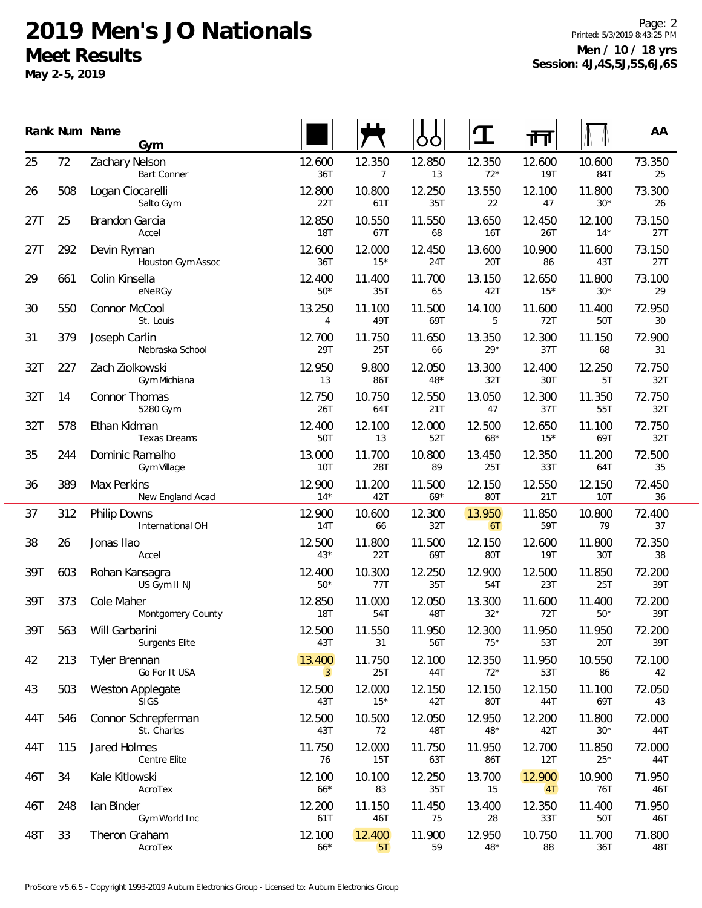# 2019 Men's JO Nationals

## Meet Results

**May 2-5, 2019**

**Men / 10 / 18 yrs**
**Session: 4J,4S,5J,5S,6J,6S**

| Rank | Num | Name / Gym | Floor | Pommel Horse | Rings | Vault | Parallel Bars | High Bar | AA |
|---|---|---|---|---|---|---|---|---|---|
| 25 | 72 | Zachary Nelson<br>Bart Conner | 12.600<br>36T | 12.350<br>7 | 12.850<br>13 | 12.350<br>72* | 12.600<br>19T | 10.600<br>84T | 73.350<br>25 |
| 26 | 508 | Logan Ciocarelli<br>Salto Gym | 12.800<br>22T | 10.800<br>61T | 12.250<br>35T | 13.550<br>22 | 12.100<br>47 | 11.800<br>30* | 73.300<br>26 |
| 27T | 25 | Brandon Garcia<br>Accel | 12.850<br>18T | 10.550<br>67T | 11.550<br>68 | 13.650<br>16T | 12.450<br>26T | 12.100<br>14* | 73.150<br>27T |
| 27T | 292 | Devin Ryman<br>Houston Gym Assoc | 12.600<br>36T | 12.000<br>15* | 12.450<br>24T | 13.600<br>20T | 10.900<br>86 | 11.600<br>43T | 73.150<br>27T |
| 29 | 661 | Colin Kinsella<br>eNeRGy | 12.400<br>50* | 11.400<br>35T | 11.700<br>65 | 13.150<br>42T | 12.650<br>15* | 11.800<br>30* | 73.100<br>29 |
| 30 | 550 | Connor McCool<br>St. Louis | 13.250<br>4 | 11.100<br>49T | 11.500<br>69T | 14.100<br>5 | 11.600<br>72T | 11.400<br>50T | 72.950<br>30 |
| 31 | 379 | Joseph Carlin<br>Nebraska School | 12.700<br>29T | 11.750<br>25T | 11.650<br>66 | 13.350<br>29* | 12.300<br>37T | 11.150<br>68 | 72.900<br>31 |
| 32T | 227 | Zach Ziolkowski<br>Gym Michiana | 12.950<br>13 | 9.800<br>86T | 12.050<br>48* | 13.300<br>32T | 12.400<br>30T | 12.250<br>5T | 72.750<br>32T |
| 32T | 14 | Connor Thomas<br>5280 Gym | 12.750<br>26T | 10.750<br>64T | 12.550<br>21T | 13.050<br>47 | 12.300<br>37T | 11.350<br>55T | 72.750<br>32T |
| 32T | 578 | Ethan Kidman<br>Texas Dreams | 12.400<br>50T | 12.100<br>13 | 12.000<br>52T | 12.500<br>68* | 12.650<br>15* | 11.100<br>69T | 72.750<br>32T |
| 35 | 244 | Dominic Ramalho<br>Gym Village | 13.000<br>10T | 11.700<br>28T | 10.800<br>89 | 13.450<br>25T | 12.350<br>33T | 11.200<br>64T | 72.500<br>35 |
| 36 | 389 | Max Perkins<br>New England Acad | 12.900<br>14* | 11.200<br>42T | 11.500<br>69* | 12.150<br>80T | 12.550<br>21T | 12.150<br>10T | 72.450<br>36 |
| 37 | 312 | Philip Downs<br>International OH | 12.900<br>14T | 10.600<br>66 | 12.300<br>32T | 13.950<br>6T | 11.850<br>59T | 10.800<br>79 | 72.400<br>37 |
| 38 | 26 | Jonas Ilao<br>Accel | 12.500<br>43* | 11.800<br>22T | 11.500<br>69T | 12.150<br>80T | 12.600<br>19T | 11.800<br>30T | 72.350<br>38 |
| 39T | 603 | Rohan Kansagra<br>US Gym II NJ | 12.400<br>50* | 10.300<br>77T | 12.250<br>35T | 12.900<br>54T | 12.500<br>23T | 11.850<br>25T | 72.200<br>39T |
| 39T | 373 | Cole Maher<br>Montgomery County | 12.850<br>18T | 11.000<br>54T | 12.050<br>48T | 13.300<br>32* | 11.600<br>72T | 11.400<br>50* | 72.200<br>39T |
| 39T | 563 | Will Garbarini<br>Surgents Elite | 12.500<br>43T | 11.550<br>31 | 11.950<br>56T | 12.300<br>75* | 11.950<br>53T | 11.950<br>20T | 72.200<br>39T |
| 42 | 213 | Tyler Brennan<br>Go For It USA | 13.400<br>3 | 11.750<br>25T | 12.100<br>44T | 12.350<br>72* | 11.950<br>53T | 10.550<br>86 | 72.100<br>42 |
| 43 | 503 | Weston Applegate<br>SIGS | 12.500<br>43T | 12.000<br>15* | 12.150<br>42T | 12.150<br>80T | 12.150<br>44T | 11.100<br>69T | 72.050<br>43 |
| 44T | 546 | Connor Schrepferman<br>St. Charles | 12.500<br>43T | 10.500<br>72 | 12.050<br>48T | 12.950<br>48* | 12.200<br>42T | 11.800<br>30* | 72.000<br>44T |
| 44T | 115 | Jared Holmes<br>Centre Elite | 11.750<br>76 | 12.000<br>15T | 11.750<br>63T | 11.950<br>86T | 12.700<br>12T | 11.850<br>25* | 72.000<br>44T |
| 46T | 34 | Kale Kitlowski<br>AcroTex | 12.100<br>66* | 10.100<br>83 | 12.250<br>35T | 13.700<br>15 | 12.900<br>4T | 10.900<br>76T | 71.950<br>46T |
| 46T | 248 | Ian Binder<br>Gym World Inc | 12.200<br>61T | 11.150<br>46T | 11.450<br>75 | 13.400<br>28 | 12.350<br>33T | 11.400<br>50T | 71.950<br>46T |
| 48T | 33 | Theron Graham<br>AcroTex | 12.100<br>66* | 12.400<br>5T | 11.900<br>59 | 12.950<br>48* | 10.750<br>88 | 11.700<br>36T | 71.800<br>48T |

ProScore v5.6.5 - Copyright 1993-2019 Auburn Electronics Group - Licensed to: Auburn Electronics Group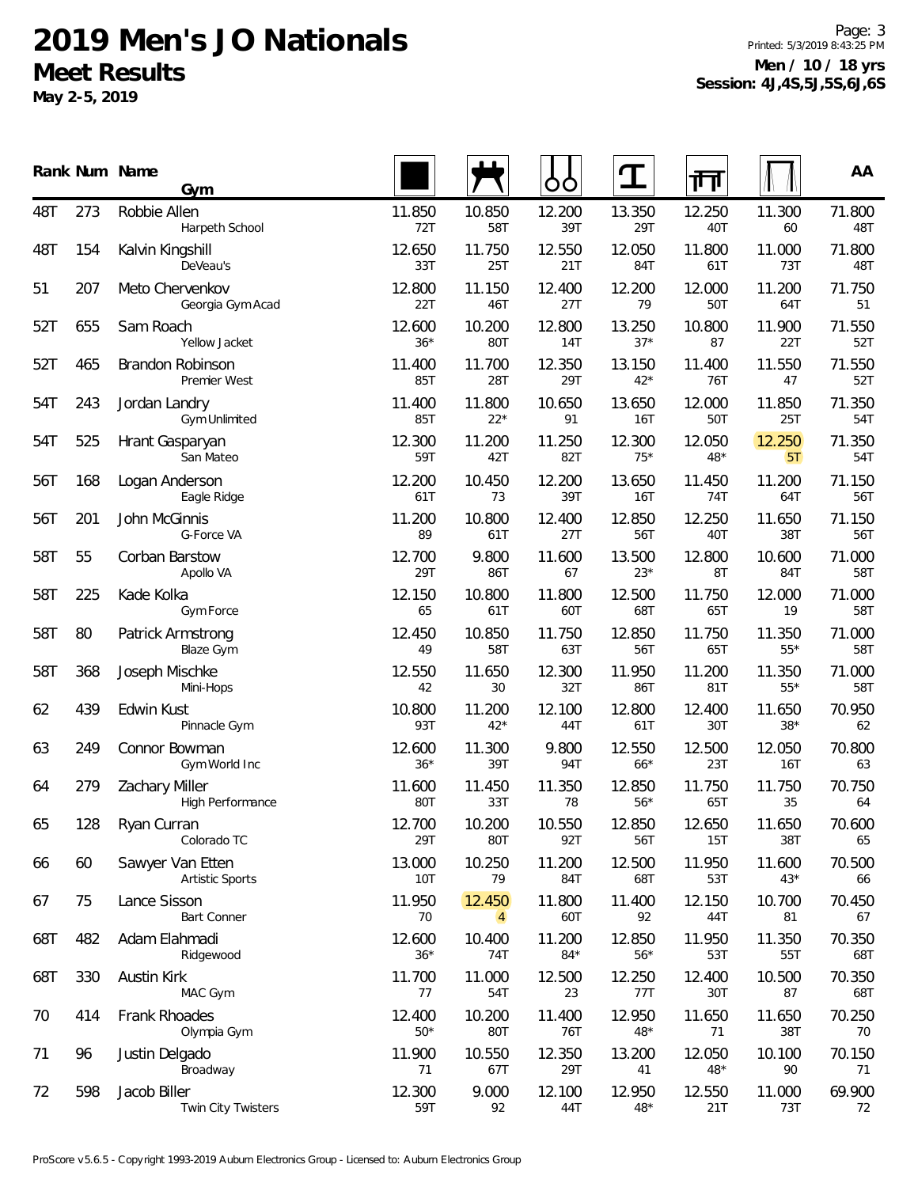# 2019 Men's JO Nationals

## Meet Results

**May 2-5, 2019**

**Men / 10 / 18 yrs**
**Session: 4J,4S,5J,5S,6J,6S**

| Rank | Num | Name / Gym | Floor | Pommel Horse | Rings | Vault | Parallel Bars | High Bar | AA |
|---|---|---|---|---|---|---|---|---|---|
| 48T | 273 | Robbie Allen<br>Harpeth School | 11.850<br>72T | 10.850<br>58T | 12.200<br>39T | 13.350<br>29T | 12.250<br>40T | 11.300<br>60 | 71.800<br>48T |
| 48T | 154 | Kalvin Kingshill<br>DeVeau's | 12.650<br>33T | 11.750<br>25T | 12.550<br>21T | 12.050<br>84T | 11.800<br>61T | 11.000<br>73T | 71.800<br>48T |
| 51 | 207 | Meto Chervenkov<br>Georgia Gym Acad | 12.800<br>22T | 11.150<br>46T | 12.400<br>27T | 12.200<br>79 | 12.000<br>50T | 11.200<br>64T | 71.750<br>51 |
| 52T | 655 | Sam Roach<br>Yellow Jacket | 12.600<br>36* | 10.200<br>80T | 12.800<br>14T | 13.250<br>37* | 10.800<br>87 | 11.900<br>22T | 71.550<br>52T |
| 52T | 465 | Brandon Robinson<br>Premier West | 11.400<br>85T | 11.700<br>28T | 12.350<br>29T | 13.150<br>42* | 11.400<br>76T | 11.550<br>47 | 71.550<br>52T |
| 54T | 243 | Jordan Landry<br>Gym Unlimited | 11.400<br>85T | 11.800<br>22* | 10.650<br>91 | 13.650<br>16T | 12.000<br>50T | 11.850<br>25T | 71.350<br>54T |
| 54T | 525 | Hrant Gasparyan<br>San Mateo | 12.300<br>59T | 11.200<br>42T | 11.250<br>82T | 12.300<br>75* | 12.050<br>48* | 12.250<br>5T | 71.350<br>54T |
| 56T | 168 | Logan Anderson<br>Eagle Ridge | 12.200<br>61T | 10.450<br>73 | 12.200<br>39T | 13.650<br>16T | 11.450<br>74T | 11.200<br>64T | 71.150<br>56T |
| 56T | 201 | John McGinnis<br>G-Force VA | 11.200<br>89 | 10.800<br>61T | 12.400<br>27T | 12.850<br>56T | 12.250<br>40T | 11.650<br>38T | 71.150<br>56T |
| 58T | 55 | Corban Barstow<br>Apollo VA | 12.700<br>29T | 9.800<br>86T | 11.600<br>67 | 13.500<br>23* | 12.800<br>8T | 10.600<br>84T | 71.000<br>58T |
| 58T | 225 | Kade Kolka<br>Gym Force | 12.150<br>65 | 10.800<br>61T | 11.800<br>60T | 12.500<br>68T | 11.750<br>65T | 12.000<br>19 | 71.000<br>58T |
| 58T | 80 | Patrick Armstrong<br>Blaze Gym | 12.450<br>49 | 10.850<br>58T | 11.750<br>63T | 12.850<br>56T | 11.750<br>65T | 11.350<br>55* | 71.000<br>58T |
| 58T | 368 | Joseph Mischke<br>Mini-Hops | 12.550<br>42 | 11.650<br>30 | 12.300<br>32T | 11.950<br>86T | 11.200<br>81T | 11.350<br>55* | 71.000<br>58T |
| 62 | 439 | Edwin Kust<br>Pinnacle Gym | 10.800<br>93T | 11.200<br>42* | 12.100<br>44T | 12.800<br>61T | 12.400<br>30T | 11.650<br>38* | 70.950<br>62 |
| 63 | 249 | Connor Bowman<br>Gym World Inc | 12.600<br>36* | 11.300<br>39T | 9.800<br>94T | 12.550<br>66* | 12.500<br>23T | 12.050<br>16T | 70.800<br>63 |
| 64 | 279 | Zachary Miller<br>High Performance | 11.600<br>80T | 11.450<br>33T | 11.350<br>78 | 12.850<br>56* | 11.750<br>65T | 11.750<br>35 | 70.750<br>64 |
| 65 | 128 | Ryan Curran<br>Colorado TC | 12.700<br>29T | 10.200<br>80T | 10.550<br>92T | 12.850<br>56T | 12.650<br>15T | 11.650<br>38T | 70.600<br>65 |
| 66 | 60 | Sawyer Van Etten<br>Artistic Sports | 13.000<br>10T | 10.250<br>79 | 11.200<br>84T | 12.500<br>68T | 11.950<br>53T | 11.600<br>43* | 70.500<br>66 |
| 67 | 75 | Lance Sisson<br>Bart Conner | 11.950<br>70 | 12.450<br>4 | 11.800<br>60T | 11.400<br>92 | 12.150<br>44T | 10.700<br>81 | 70.450<br>67 |
| 68T | 482 | Adam Elahmadi<br>Ridgewood | 12.600<br>36* | 10.400<br>74T | 11.200<br>84* | 12.850<br>56* | 11.950<br>53T | 11.350<br>55T | 70.350<br>68T |
| 68T | 330 | Austin Kirk<br>MAC Gym | 11.700<br>77 | 11.000<br>54T | 12.500<br>23 | 12.250<br>77T | 12.400<br>30T | 10.500<br>87 | 70.350<br>68T |
| 70 | 414 | Frank Rhoades<br>Olympia Gym | 12.400<br>50* | 10.200<br>80T | 11.400<br>76T | 12.950<br>48* | 11.650<br>71 | 11.650<br>38T | 70.250<br>70 |
| 71 | 96 | Justin Delgado<br>Broadway | 11.900<br>71 | 10.550<br>67T | 12.350<br>29T | 13.200<br>41 | 12.050<br>48* | 10.100<br>90 | 70.150<br>71 |
| 72 | 598 | Jacob Biller<br>Twin City Twisters | 12.300<br>59T | 9.000<br>92 | 12.100<br>44T | 12.950<br>48* | 12.550<br>21T | 11.000<br>73T | 69.900<br>72 |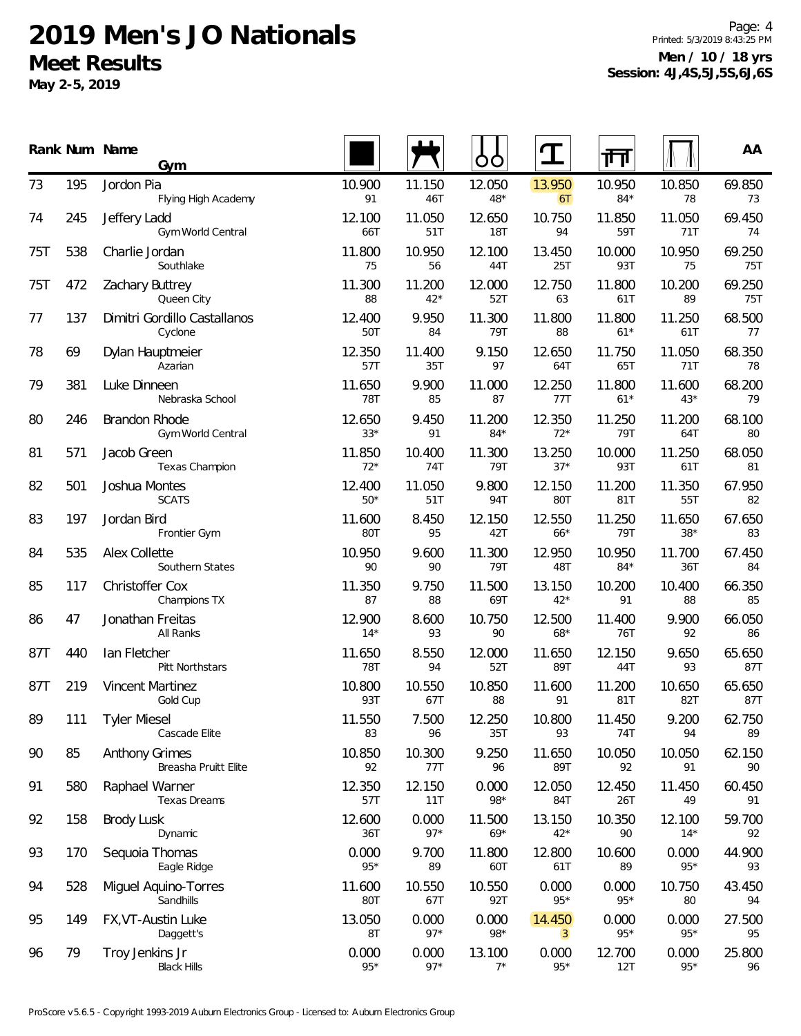# 2019 Men's JO Nationals

## Meet Results

**May 2-5, 2019**

**Men / 10 / 18 yrs**
**Session: 4J,4S,5J,5S,6J,6S**

| Rank | Num | Name / Gym | Floor | Pommel Horse | Rings | Vault | Parallel Bars | High Bar | AA |
|---|---|---|---|---|---|---|---|---|---|
| 73 | 195 | Jordon Pia<br>Flying High Academy | 10.900<br>91 | 11.150<br>46T | 12.050<br>48* | 13.950<br>6T | 10.950<br>84* | 10.850<br>78 | 69.850<br>73 |
| 74 | 245 | Jeffery Ladd<br>Gym World Central | 12.100<br>66T | 11.050<br>51T | 12.650<br>18T | 10.750<br>94 | 11.850<br>59T | 11.050<br>71T | 69.450<br>74 |
| 75T | 538 | Charlie Jordan<br>Southlake | 11.800<br>75 | 10.950<br>56 | 12.100<br>44T | 13.450<br>25T | 10.000<br>93T | 10.950<br>75 | 69.250<br>75T |
| 75T | 472 | Zachary Buttrey<br>Queen City | 11.300<br>88 | 11.200<br>42* | 12.000<br>52T | 12.750<br>63 | 11.800<br>61T | 10.200<br>89 | 69.250<br>75T |
| 77 | 137 | Dimitri Gordillo Castallanos<br>Cyclone | 12.400<br>50T | 9.950<br>84 | 11.300<br>79T | 11.800<br>88 | 11.800<br>61* | 11.250<br>61T | 68.500<br>77 |
| 78 | 69 | Dylan Hauptmeier<br>Azarian | 12.350<br>57T | 11.400<br>35T | 9.150<br>97 | 12.650<br>64T | 11.750<br>65T | 11.050<br>71T | 68.350<br>78 |
| 79 | 381 | Luke Dinneen<br>Nebraska School | 11.650<br>78T | 9.900<br>85 | 11.000<br>87 | 12.250<br>77T | 11.800<br>61* | 11.600<br>43* | 68.200<br>79 |
| 80 | 246 | Brandon Rhode<br>Gym World Central | 12.650<br>33* | 9.450<br>91 | 11.200<br>84* | 12.350<br>72* | 11.250<br>79T | 11.200<br>64T | 68.100<br>80 |
| 81 | 571 | Jacob Green<br>Texas Champion | 11.850<br>72* | 10.400<br>74T | 11.300<br>79T | 13.250<br>37* | 10.000<br>93T | 11.250<br>61T | 68.050<br>81 |
| 82 | 501 | Joshua Montes<br>SCATS | 12.400<br>50* | 11.050<br>51T | 9.800<br>94T | 12.150<br>80T | 11.200<br>81T | 11.350<br>55T | 67.950<br>82 |
| 83 | 197 | Jordan Bird<br>Frontier Gym | 11.600<br>80T | 8.450<br>95 | 12.150<br>42T | 12.550<br>66* | 11.250<br>79T | 11.650<br>38* | 67.650<br>83 |
| 84 | 535 | Alex Collette<br>Southern States | 10.950<br>90 | 9.600<br>90 | 11.300<br>79T | 12.950<br>48T | 10.950<br>84* | 11.700<br>36T | 67.450<br>84 |
| 85 | 117 | Christoffer Cox<br>Champions TX | 11.350<br>87 | 9.750<br>88 | 11.500<br>69T | 13.150<br>42* | 10.200<br>91 | 10.400<br>88 | 66.350<br>85 |
| 86 | 47 | Jonathan Freitas<br>All Ranks | 12.900<br>14* | 8.600<br>93 | 10.750<br>90 | 12.500<br>68* | 11.400<br>76T | 9.900<br>92 | 66.050<br>86 |
| 87T | 440 | Ian Fletcher<br>Pitt Northstars | 11.650<br>78T | 8.550<br>94 | 12.000<br>52T | 11.650<br>89T | 12.150<br>44T | 9.650<br>93 | 65.650<br>87T |
| 87T | 219 | Vincent Martinez<br>Gold Cup | 10.800<br>93T | 10.550<br>67T | 10.850<br>88 | 11.600<br>91 | 11.200<br>81T | 10.650<br>82T | 65.650<br>87T |
| 89 | 111 | Tyler Miesel<br>Cascade Elite | 11.550<br>83 | 7.500<br>96 | 12.250<br>35T | 10.800<br>93 | 11.450<br>74T | 9.200<br>94 | 62.750<br>89 |
| 90 | 85 | Anthony Grimes<br>Breasha Pruitt Elite | 10.850<br>92 | 10.300<br>77T | 9.250<br>96 | 11.650<br>89T | 10.050<br>92 | 10.050<br>91 | 62.150<br>90 |
| 91 | 580 | Raphael Warner<br>Texas Dreams | 12.350<br>57T | 12.150<br>11T | 0.000<br>98* | 12.050<br>84T | 12.450<br>26T | 11.450<br>49 | 60.450<br>91 |
| 92 | 158 | Brody Lusk<br>Dynamic | 12.600<br>36T | 0.000<br>97* | 11.500<br>69* | 13.150<br>42* | 10.350<br>90 | 12.100<br>14* | 59.700<br>92 |
| 93 | 170 | Sequoia Thomas<br>Eagle Ridge | 0.000<br>95* | 9.700<br>89 | 11.800<br>60T | 12.800<br>61T | 10.600<br>89 | 0.000<br>95* | 44.900<br>93 |
| 94 | 528 | Miguel Aquino-Torres<br>Sandhills | 11.600<br>80T | 10.550<br>67T | 10.550<br>92T | 0.000<br>95* | 0.000<br>95* | 10.750<br>80 | 43.450<br>94 |
| 95 | 149 | FX,VT-Austin Luke<br>Daggett's | 13.050<br>8T | 0.000<br>97* | 0.000<br>98* | 14.450<br>3 | 0.000<br>95* | 0.000<br>95* | 27.500<br>95 |
| 96 | 79 | Troy Jenkins Jr<br>Black Hills | 0.000<br>95* | 0.000<br>97* | 13.100<br>7* | 0.000<br>95* | 12.700<br>12T | 0.000<br>95* | 25.800<br>96 |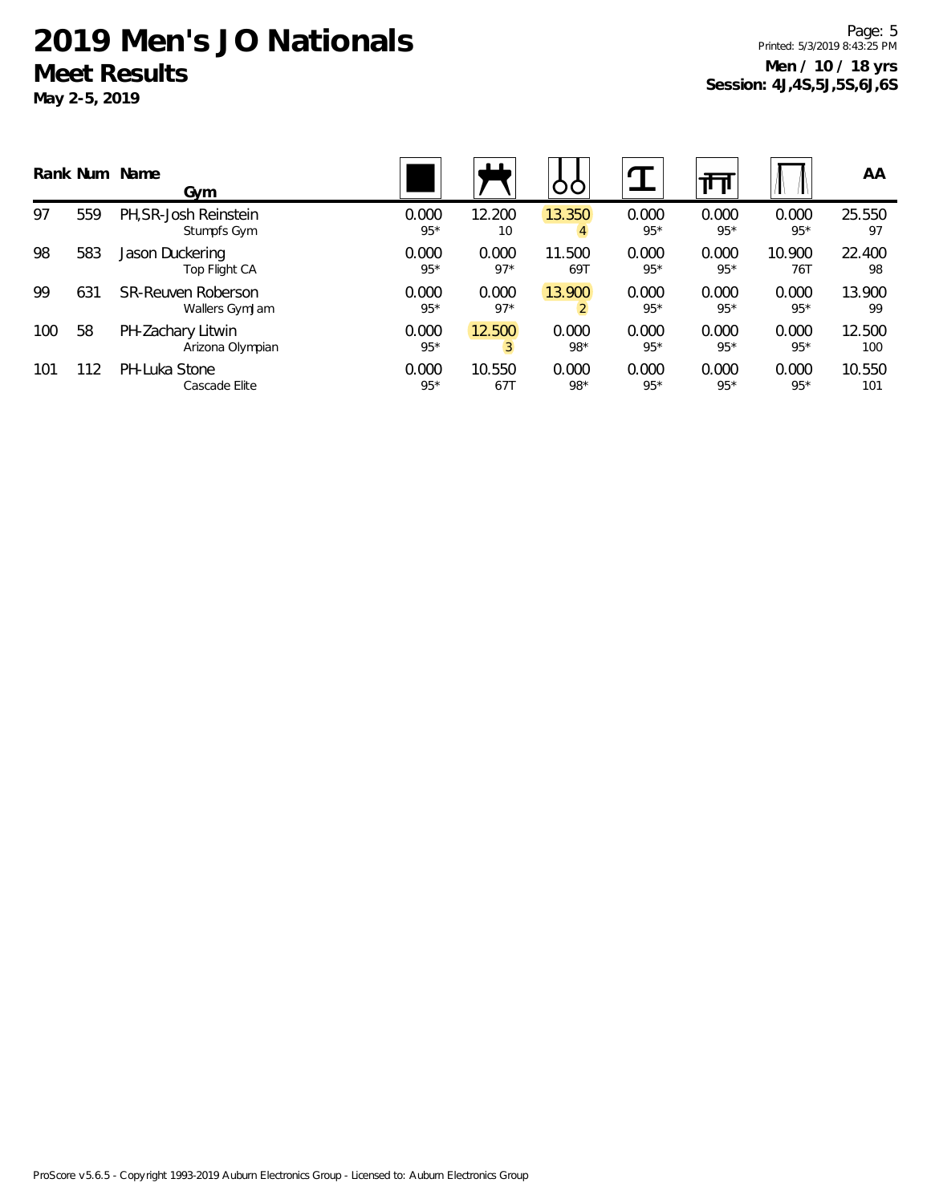# 2019 Men's JO Nationals

## Meet Results

**May 2-5, 2019**

Page: 5
Printed: 5/3/2019 8:43:25 PM

**Men / 10 / 18 yrs**
**Session: 4J,4S,5J,5S,6J,6S**

| Rank | Num | Name / Gym | Floor | Pommel Horse | Rings | Vault | Parallel Bars | High Bar | AA |
|---|---|---|---|---|---|---|---|---|---|
| 97 | 559 | PH,SR-Josh Reinstein<br>Stumpfs Gym | 0.000<br>95* | 12.200<br>10 | 13.350<br>4 | 0.000<br>95* | 0.000<br>95* | 0.000<br>95* | 25.550<br>97 |
| 98 | 583 | Jason Duckering<br>Top Flight CA | 0.000<br>95* | 0.000<br>97* | 11.500<br>69T | 0.000<br>95* | 0.000<br>95* | 10.900<br>76T | 22.400<br>98 |
| 99 | 631 | SR-Reuven Roberson<br>Wallers GymJam | 0.000<br>95* | 0.000<br>97* | 13.900<br>2 | 0.000<br>95* | 0.000<br>95* | 0.000<br>95* | 13.900<br>99 |
| 100 | 58 | PH-Zachary Litwin<br>Arizona Olympian | 0.000<br>95* | 12.500<br>3 | 0.000<br>98* | 0.000<br>95* | 0.000<br>95* | 0.000<br>95* | 12.500<br>100 |
| 101 | 112 | PH-Luka Stone<br>Cascade Elite | 0.000<br>95* | 10.550<br>67T | 0.000<br>98* | 0.000<br>95* | 0.000<br>95* | 0.000<br>95* | 10.550<br>101 |

ProScore v5.6.5 - Copyright 1993-2019 Auburn Electronics Group - Licensed to: Auburn Electronics Group